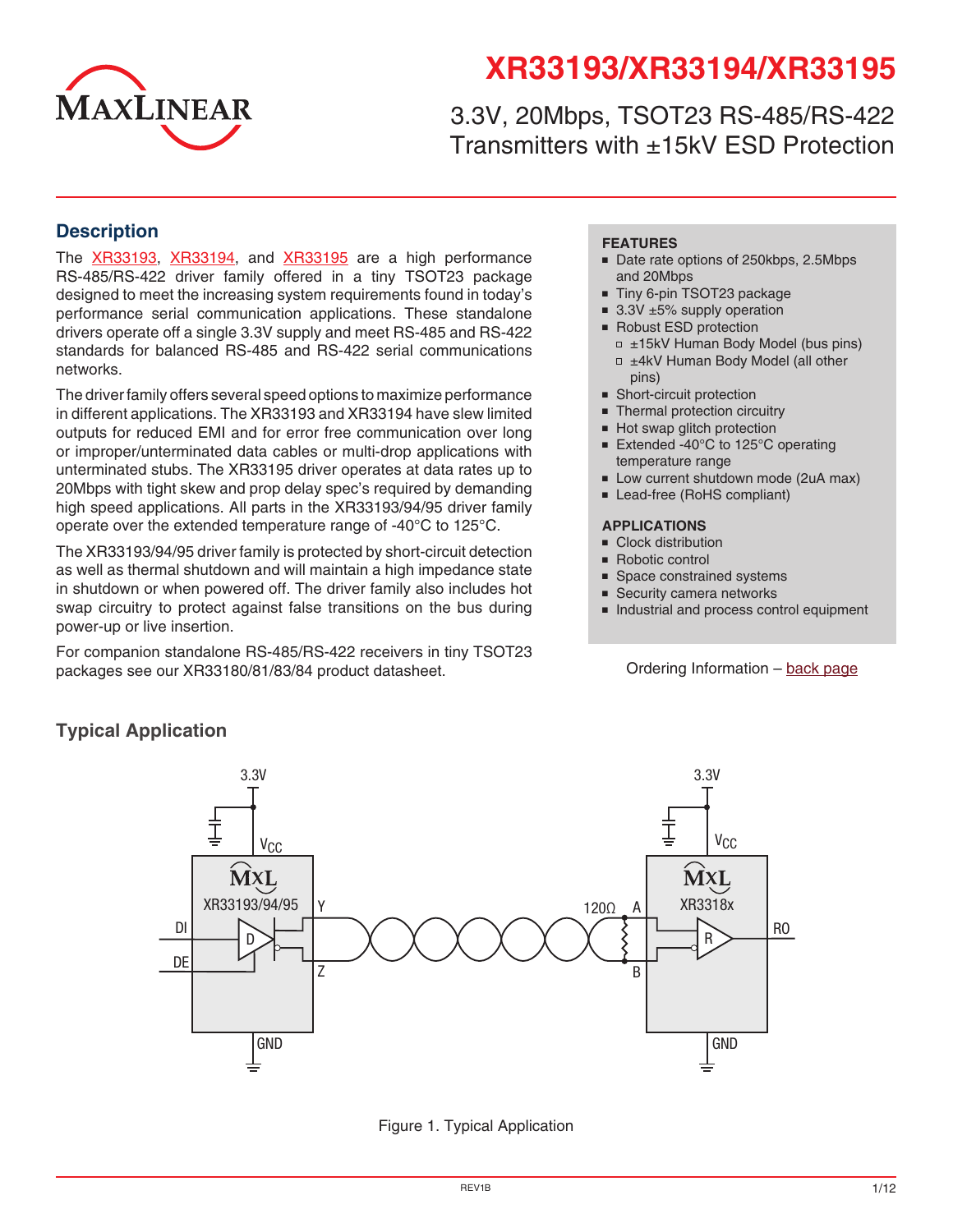# XR33193/XR33194/XR33195

## 3.3V, 20Mbps, TSOT23 RS-485/RS-422 Transmitters with ±15kV ESD Protection

## Description

The XR33193, XR33194, and XR33195 are a high performance RS-485/RS-422 driver family offered in a tiny TSOT23 package designed to meet the increasing system requirements found in today's performance serial communication applications. These standalone drivers operate off a single 3.3V supply and meet RS-485 and RS-422 standards for balanced RS-485 and RS-422 serial communications networks.

The driver family offers several speed options to maximize performance in different applications. The XR33193 and XR33194 have slew limited outputs for reduced EMI and for error free communication over long or improper/unterminated data cables or multi-drop applications with unterminated stubs. The XR33195 driver operates at data rates up to 20Mbps with tight skew and prop delay spec's required by demanding high speed applications. All parts in the XR33193/94/95 driver family operate over the extended temperature range of -40°C to 125°C.

The XR33193/94/95 driver family is protected by short-circuit detection as well as thermal shutdown and will maintain a high impedance state in shutdown or when powered off. The driver family also includes hot swap circuitry to protect against false transitions on the bus during power-up or live insertion.

For companion standalone RS-485/RS-422 receivers in tiny TSOT23 packages see our XR33180/81/83/84 product datasheet.

**FEATURES**

- Date rate options of 250kbps, 2.5Mbps and 20Mbps
- Tiny 6-pin TSOT23 package
- 3.3V ±5% supply operation
- Robust ESD protection
  - ±15kV Human Body Model (bus pins)
  - ±4kV Human Body Model (all other pins)
- Short-circuit protection
- Thermal protection circuitry
- Hot swap glitch protection
- Extended -40°C to 125°C operating temperature range
- Low current shutdown mode (2uA max)
- Lead-free (RoHS compliant)

**APPLICATIONS**

- Clock distribution
- Robotic control
- Space constrained systems
- Security camera networks
- Industrial and process control equipment

Ordering Information – back page

## Typical Application

Figure 1. Typical Application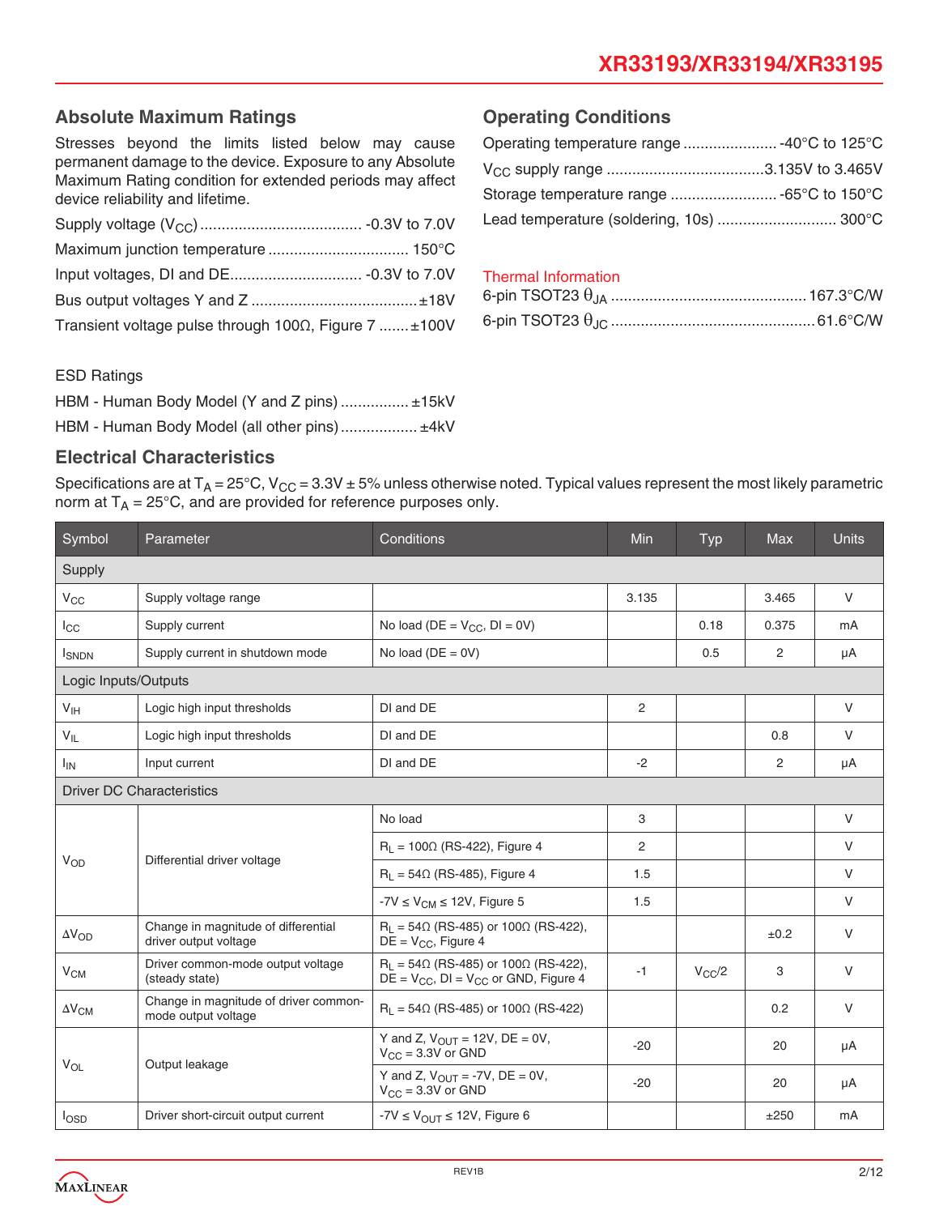## Absolute Maximum Ratings

Stresses beyond the limits listed below may cause permanent damage to the device. Exposure to any Absolute Maximum Rating condition for extended periods may affect device reliability and lifetime.

Supply voltage ($V_{CC}$) ..................................... -0.3V to 7.0V

Maximum junction temperature ................................ 150°C

Input voltages, DI and DE............................... -0.3V to 7.0V

Bus output voltages Y and Z ....................................... ±18V

Transient voltage pulse through 100Ω, Figure 7 ....... ±100V

ESD Ratings

HBM - Human Body Model (Y and Z pins) ................ ±15kV

HBM - Human Body Model (all other pins) .................. ±4kV

## Operating Conditions

Operating temperature range ...................... -40°C to 125°C

$V_{CC}$ supply range .....................................3.135V to 3.465V

Storage temperature range ......................... -65°C to 150°C

Lead temperature (soldering, 10s) ............................ 300°C

### Thermal Information

6-pin TSOT23 $\theta_{JA}$ ............................................. 167.3°C/W

6-pin TSOT23 $\theta_{JC}$ ................................................ 61.6°C/W

## Electrical Characteristics

Specifications are at $T_A$ = 25°C, $V_{CC}$ = 3.3V ± 5% unless otherwise noted. Typical values represent the most likely parametric norm at $T_A$ = 25°C, and are provided for reference purposes only.

| Symbol | Parameter | Conditions | Min | Typ | Max | Units |
|---|---|---|---|---|---|---|
| **Supply** | | | | | | |
| $V_{CC}$ | Supply voltage range | | 3.135 | | 3.465 | V |
| $I_{CC}$ | Supply current | No load (DE = $V_{CC}$, DI = 0V) | | 0.18 | 0.375 | mA |
| $I_{SNDN}$ | Supply current in shutdown mode | No load (DE = 0V) | | 0.5 | 2 | µA |
| **Logic Inputs/Outputs** | | | | | | |
| $V_{IH}$ | Logic high input thresholds | DI and DE | 2 | | | V |
| $V_{IL}$ | Logic high input thresholds | DI and DE | | | 0.8 | V |
| $I_{IN}$ | Input current | DI and DE | -2 | | 2 | µA |
| **Driver DC Characteristics** | | | | | | |
| $V_{OD}$ | Differential driver voltage | No load | 3 | | | V |
| | | $R_L$ = 100Ω (RS-422), Figure 4 | 2 | | | V |
| | | $R_L$ = 54Ω (RS-485), Figure 4 | 1.5 | | | V |
| | | -7V ≤ $V_{CM}$ ≤ 12V, Figure 5 | 1.5 | | | V |
| $\Delta V_{OD}$ | Change in magnitude of differential driver output voltage | $R_L$ = 54Ω (RS-485) or 100Ω (RS-422), DE = $V_{CC}$, Figure 4 | | | ±0.2 | V |
| $V_{CM}$ | Driver common-mode output voltage (steady state) | $R_L$ = 54Ω (RS-485) or 100Ω (RS-422), DE = $V_{CC}$, DI = $V_{CC}$ or GND, Figure 4 | -1 | $V_{CC}/2$ | 3 | V |
| $\Delta V_{CM}$ | Change in magnitude of driver common-mode output voltage | $R_L$ = 54Ω (RS-485) or 100Ω (RS-422) | | | 0.2 | V |
| $V_{OL}$ | Output leakage | Y and Z, $V_{OUT}$ = 12V, DE = 0V, $V_{CC}$ = 3.3V or GND | -20 | | 20 | µA |
| | | Y and Z, $V_{OUT}$ = -7V, DE = 0V, $V_{CC}$ = 3.3V or GND | -20 | | 20 | µA |
| $I_{OSD}$ | Driver short-circuit output current | -7V ≤ $V_{OUT}$ ≤ 12V, Figure 6 | | | ±250 | mA |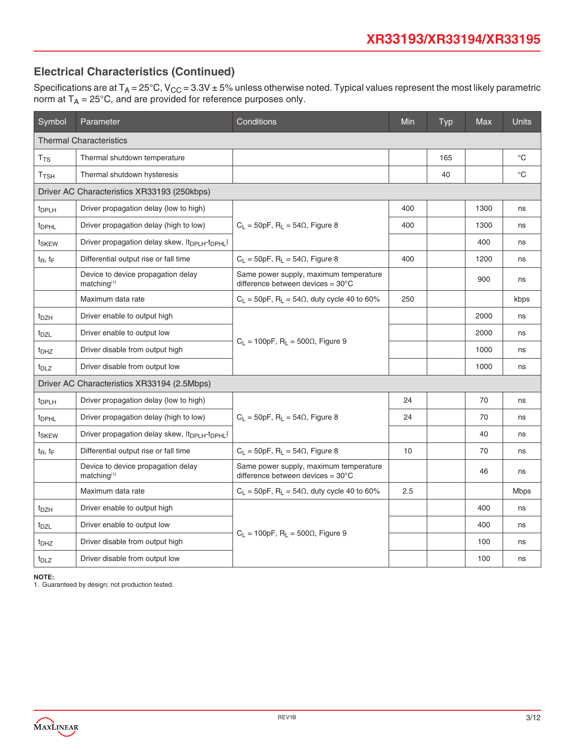## Electrical Characteristics (Continued)

Specifications are at $T_A = 25°C$, $V_{CC} = 3.3V \pm 5\%$ unless otherwise noted. Typical values represent the most likely parametric norm at $T_A = 25°C$, and are provided for reference purposes only.

| Symbol | Parameter | Conditions | Min | Typ | Max | Units |
|---|---|---|---|---|---|---|
| **Thermal Characteristics** | | | | | | |
| $T_{TS}$ | Thermal shutdown temperature | | | 165 | | °C |
| $T_{TSH}$ | Thermal shutdown hysteresis | | | 40 | | °C |
| **Driver AC Characteristics XR33193 (250kbps)** | | | | | | |
| $t_{DPLH}$ | Driver propagation delay (low to high) | $C_L = 50pF$, $R_L = 54\Omega$, Figure 8 | 400 | | 1300 | ns |
| $t_{DPHL}$ | Driver propagation delay (high to low) | $C_L = 50pF$, $R_L = 54\Omega$, Figure 8 | 400 | | 1300 | ns |
| $t_{SKEW}$ | Driver propagation delay skew, $\lvert t_{DPLH} - t_{DPHL} \rvert$ | $C_L = 50pF$, $R_L = 54\Omega$, Figure 8 | | | 400 | ns |
| $t_R$, $t_F$ | Differential output rise or fall time | $C_L = 50pF$, $R_L = 54\Omega$, Figure 8 | 400 | | 1200 | ns |
| | Device to device propagation delay matching[1] | Same power supply, maximum temperature difference between devices = 30°C | | | 900 | ns |
| | Maximum data rate | $C_L = 50pF$, $R_L = 54\Omega$, duty cycle 40 to 60% | 250 | | | kbps |
| $t_{DZH}$ | Driver enable to output high | $C_L = 100pF$, $R_L = 500\Omega$, Figure 9 | | | 2000 | ns |
| $t_{DZL}$ | Driver enable to output low | $C_L = 100pF$, $R_L = 500\Omega$, Figure 9 | | | 2000 | ns |
| $t_{DHZ}$ | Driver disable from output high | $C_L = 100pF$, $R_L = 500\Omega$, Figure 9 | | | 1000 | ns |
| $t_{DLZ}$ | Driver disable from output low | $C_L = 100pF$, $R_L = 500\Omega$, Figure 9 | | | 1000 | ns |
| **Driver AC Characteristics XR33194 (2.5Mbps)** | | | | | | |
| $t_{DPLH}$ | Driver propagation delay (low to high) | $C_L = 50pF$, $R_L = 54\Omega$, Figure 8 | 24 | | 70 | ns |
| $t_{DPHL}$ | Driver propagation delay (high to low) | $C_L = 50pF$, $R_L = 54\Omega$, Figure 8 | 24 | | 70 | ns |
| $t_{SKEW}$ | Driver propagation delay skew, $\lvert t_{DPLH} - t_{DPHL} \rvert$ | $C_L = 50pF$, $R_L = 54\Omega$, Figure 8 | | | 40 | ns |
| $t_R$, $t_F$ | Differential output rise or fall time | $C_L = 50pF$, $R_L = 54\Omega$, Figure 8 | 10 | | 70 | ns |
| | Device to device propagation delay matching[1] | Same power supply, maximum temperature difference between devices = 30°C | | | 46 | ns |
| | Maximum data rate | $C_L = 50pF$, $R_L = 54\Omega$, duty cycle 40 to 60% | 2.5 | | | Mbps |
| $t_{DZH}$ | Driver enable to output high | $C_L = 100pF$, $R_L = 500\Omega$, Figure 9 | | | 400 | ns |
| $t_{DZL}$ | Driver enable to output low | $C_L = 100pF$, $R_L = 500\Omega$, Figure 9 | | | 400 | ns |
| $t_{DHZ}$ | Driver disable from output high | $C_L = 100pF$, $R_L = 500\Omega$, Figure 9 | | | 100 | ns |
| $t_{DLZ}$ | Driver disable from output low | $C_L = 100pF$, $R_L = 500\Omega$, Figure 9 | | | 100 | ns |

**NOTE:**
1. Guaranteed by design; not production tested.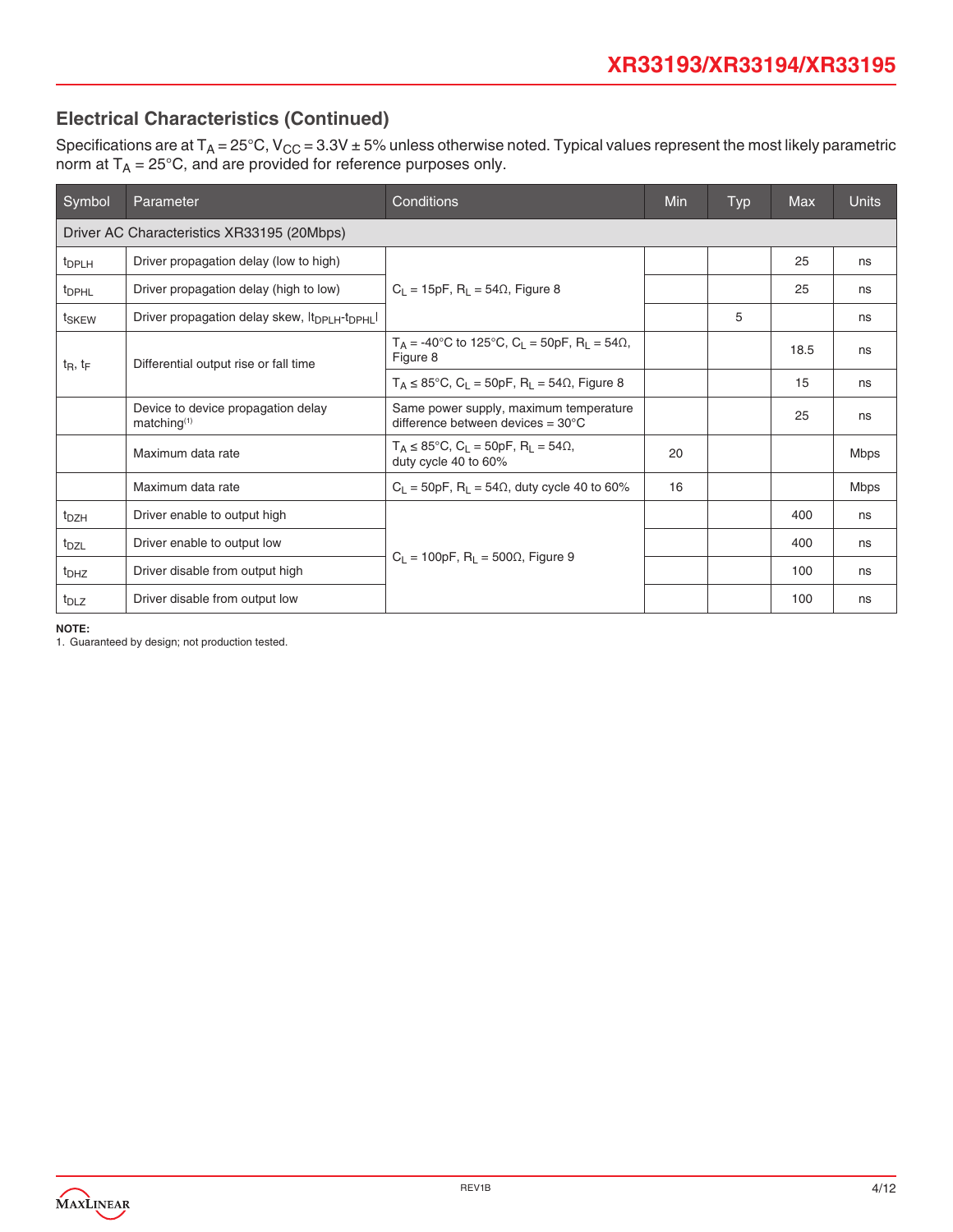## Electrical Characteristics (Continued)

Specifications are at $T_A = 25°C$, $V_{CC} = 3.3V \pm 5\%$ unless otherwise noted. Typical values represent the most likely parametric norm at $T_A = 25°C$, and are provided for reference purposes only.

| Symbol | Parameter | Conditions | Min | Typ | Max | Units |
|---|---|---|---|---|---|---|
| **Driver AC Characteristics XR33195 (20Mbps)** | | | | | | |
| $t_{DPLH}$ | Driver propagation delay (low to high) | $C_L = 15pF$, $R_L = 54\Omega$, Figure 8 | | | 25 | ns |
| $t_{DPHL}$ | Driver propagation delay (high to low) | $C_L = 15pF$, $R_L = 54\Omega$, Figure 8 | | | 25 | ns |
| $t_{SKEW}$ | Driver propagation delay skew, $\lvert t_{DPLH}-t_{DPHL} \rvert$ | $C_L = 15pF$, $R_L = 54\Omega$, Figure 8 | | 5 | | ns |
| $t_R$, $t_F$ | Differential output rise or fall time | $T_A = -40°C$ to $125°C$, $C_L = 50pF$, $R_L = 54\Omega$, Figure 8 | | | 18.5 | ns |
| $t_R$, $t_F$ | Differential output rise or fall time | $T_A \le 85°C$, $C_L = 50pF$, $R_L = 54\Omega$, Figure 8 | | | 15 | ns |
| | Device to device propagation delay matching[1] | Same power supply, maximum temperature difference between devices = 30°C | | | 25 | ns |
| | Maximum data rate | $T_A \le 85°C$, $C_L = 50pF$, $R_L = 54\Omega$, duty cycle 40 to 60% | 20 | | | Mbps |
| | Maximum data rate | $C_L = 50pF$, $R_L = 54\Omega$, duty cycle 40 to 60% | 16 | | | Mbps |
| $t_{DZH}$ | Driver enable to output high | $C_L = 100pF$, $R_L = 500\Omega$, Figure 9 | | | 400 | ns |
| $t_{DZL}$ | Driver enable to output low | $C_L = 100pF$, $R_L = 500\Omega$, Figure 9 | | | 400 | ns |
| $t_{DHZ}$ | Driver disable from output high | $C_L = 100pF$, $R_L = 500\Omega$, Figure 9 | | | 100 | ns |
| $t_{DLZ}$ | Driver disable from output low | $C_L = 100pF$, $R_L = 500\Omega$, Figure 9 | | | 100 | ns |

**NOTE:**

1. Guaranteed by design; not production tested.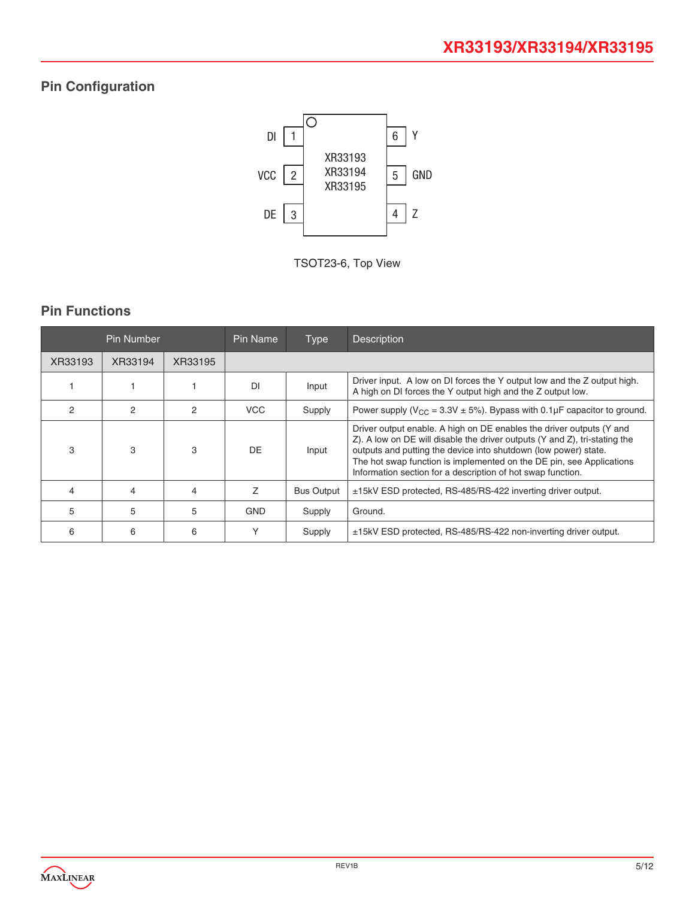## Pin Configuration

DI 1 — 6 Y

VCC 2 — 5 GND

DE 3 — 4 Z

XR33193
XR33194
XR33195

TSOT23-6, Top View

## Pin Functions

| Pin Number | | | Pin Name | Type | Description |
|---|---|---|---|---|---|
| XR33193 | XR33194 | XR33195 | | | |
| 1 | 1 | 1 | DI | Input | Driver input. A low on DI forces the Y output low and the Z output high. A high on DI forces the Y output high and the Z output low. |
| 2 | 2 | 2 | VCC | Supply | Power supply ($V_{CC}$ = 3.3V ± 5%). Bypass with 0.1µF capacitor to ground. |
| 3 | 3 | 3 | DE | Input | Driver output enable. A high on DE enables the driver outputs (Y and Z). A low on DE will disable the driver outputs (Y and Z), tri-stating the outputs and putting the device into shutdown (low power) state. The hot swap function is implemented on the DE pin, see Applications Information section for a description of hot swap function. |
| 4 | 4 | 4 | Z | Bus Output | ±15kV ESD protected, RS-485/RS-422 inverting driver output. |
| 5 | 5 | 5 | GND | Supply | Ground. |
| 6 | 6 | 6 | Y | Supply | ±15kV ESD protected, RS-485/RS-422 non-inverting driver output. |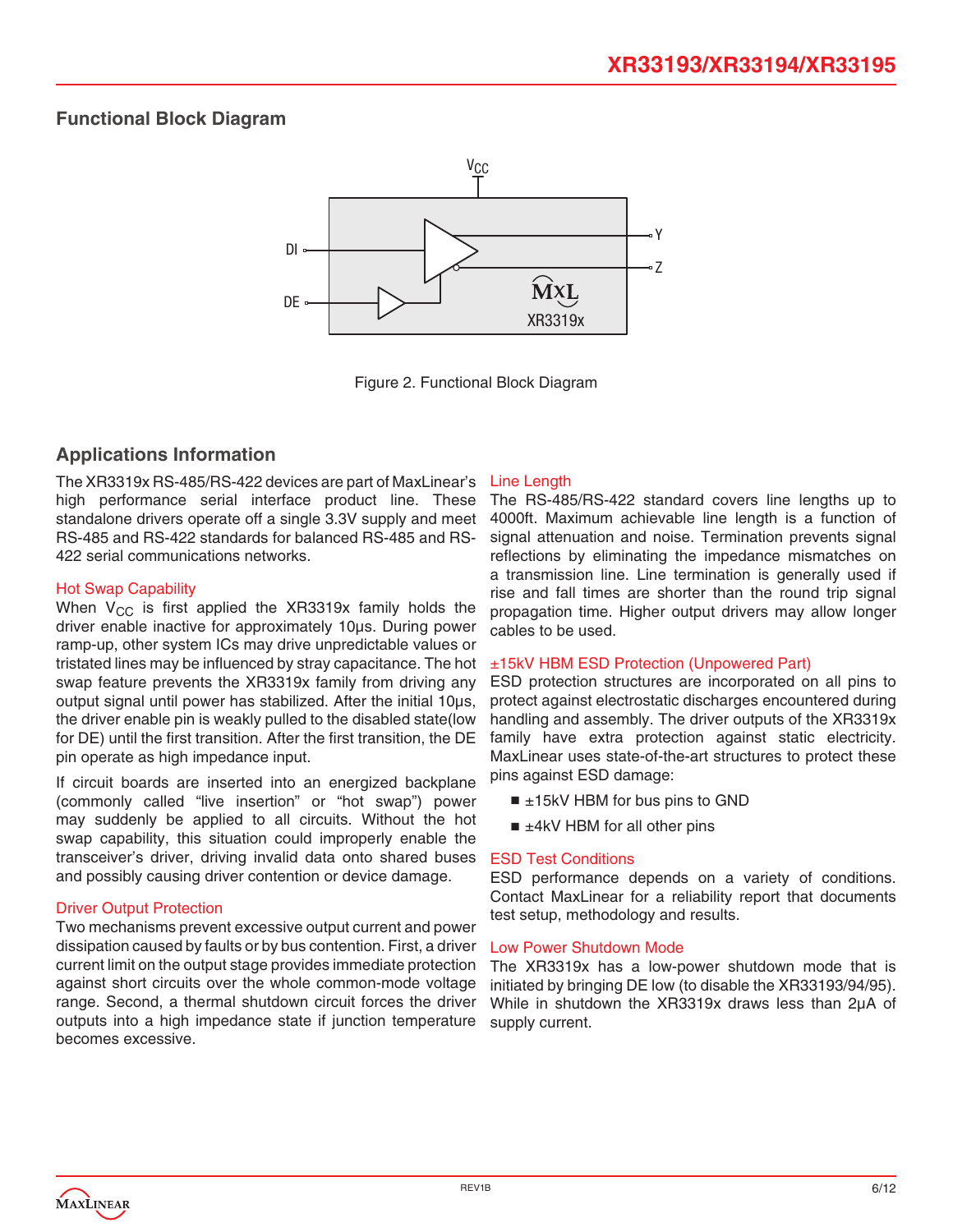## Functional Block Diagram

Figure 2. Functional Block Diagram

## Applications Information

The XR3319x RS-485/RS-422 devices are part of MaxLinear's high performance serial interface product line. These standalone drivers operate off a single 3.3V supply and meet RS-485 and RS-422 standards for balanced RS-485 and RS-422 serial communications networks.

### Hot Swap Capability

When $V_{CC}$ is first applied the XR3319x family holds the driver enable inactive for approximately 10µs. During power ramp-up, other system ICs may drive unpredictable values or tristated lines may be influenced by stray capacitance. The hot swap feature prevents the XR3319x family from driving any output signal until power has stabilized. After the initial 10µs, the driver enable pin is weakly pulled to the disabled state(low for DE) until the first transition. After the first transition, the DE pin operate as high impedance input.

If circuit boards are inserted into an energized backplane (commonly called "live insertion" or "hot swap") power may suddenly be applied to all circuits. Without the hot swap capability, this situation could improperly enable the transceiver's driver, driving invalid data onto shared buses and possibly causing driver contention or device damage.

### Driver Output Protection

Two mechanisms prevent excessive output current and power dissipation caused by faults or by bus contention. First, a driver current limit on the output stage provides immediate protection against short circuits over the whole common-mode voltage range. Second, a thermal shutdown circuit forces the driver outputs into a high impedance state if junction temperature becomes excessive.

### Line Length

The RS-485/RS-422 standard covers line lengths up to 4000ft. Maximum achievable line length is a function of signal attenuation and noise. Termination prevents signal reflections by eliminating the impedance mismatches on a transmission line. Line termination is generally used if rise and fall times are shorter than the round trip signal propagation time. Higher output drivers may allow longer cables to be used.

### ±15kV HBM ESD Protection (Unpowered Part)

ESD protection structures are incorporated on all pins to protect against electrostatic discharges encountered during handling and assembly. The driver outputs of the XR3319x family have extra protection against static electricity. MaxLinear uses state-of-the-art structures to protect these pins against ESD damage:

- ±15kV HBM for bus pins to GND
- ±4kV HBM for all other pins

### ESD Test Conditions

ESD performance depends on a variety of conditions. Contact MaxLinear for a reliability report that documents test setup, methodology and results.

### Low Power Shutdown Mode

The XR3319x has a low-power shutdown mode that is initiated by bringing DE low (to disable the XR33193/94/95). While in shutdown the XR3319x draws less than 2µA of supply current.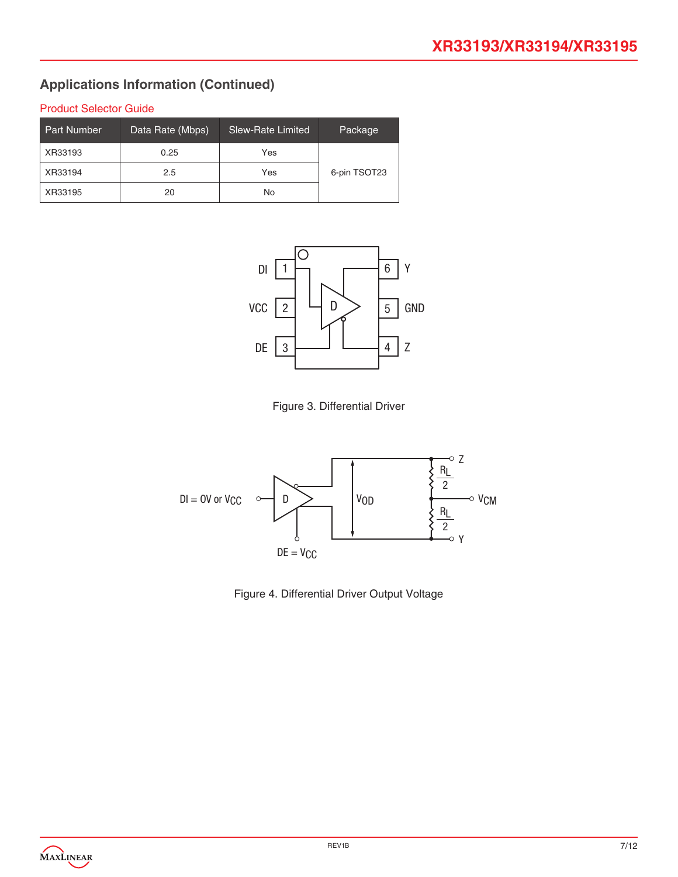## Applications Information (Continued)

### Product Selector Guide

| Part Number | Data Rate (Mbps) | Slew-Rate Limited | Package |
|---|---|---|---|
| XR33193 | 0.25 | Yes | 6-pin TSOT23 |
| XR33194 | 2.5 | Yes | |
| XR33195 | 20 | No | |

Figure 3. Differential Driver

Figure 4. Differential Driver Output Voltage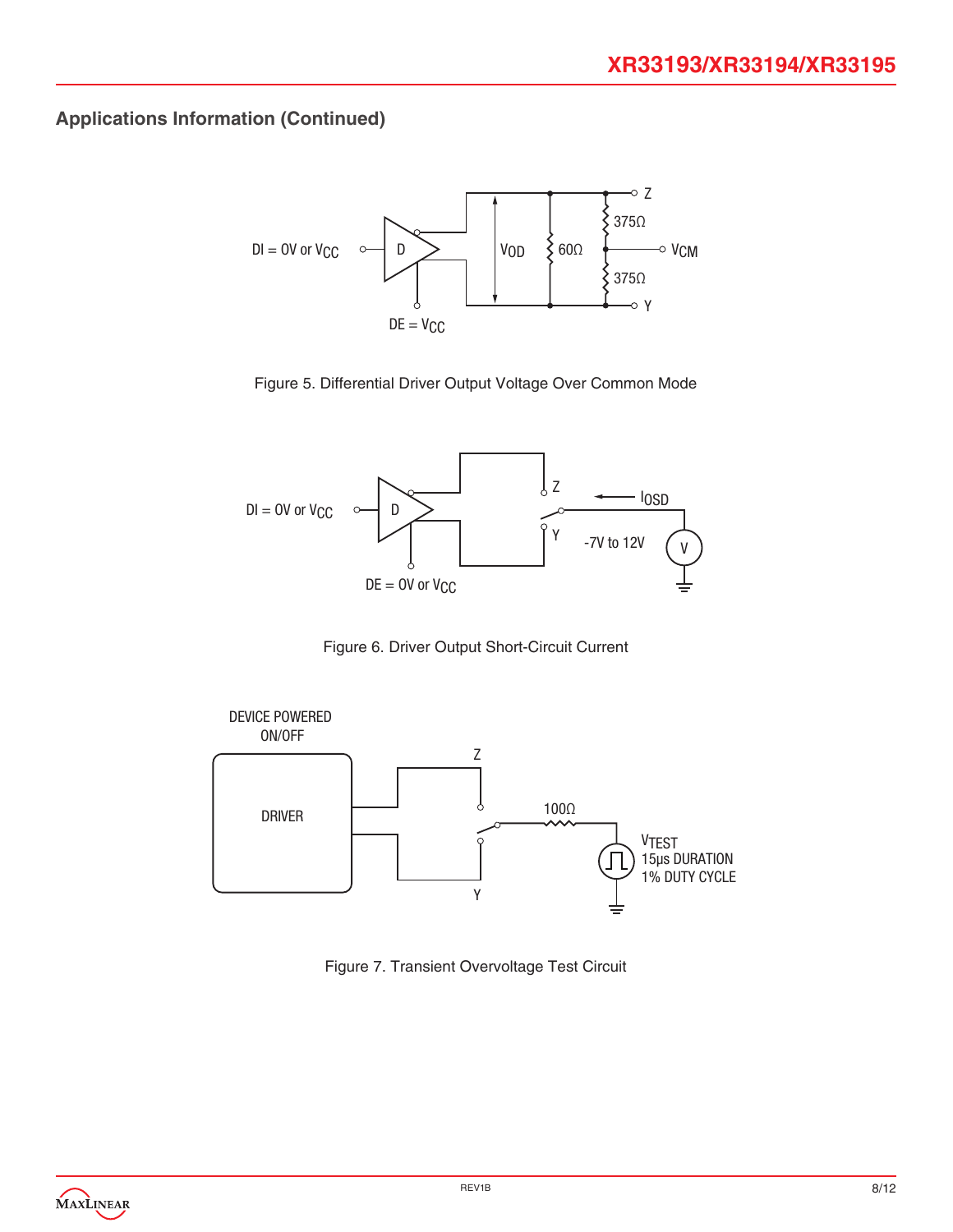## Applications Information (Continued)

Figure 5. Differential Driver Output Voltage Over Common Mode

Figure 6. Driver Output Short-Circuit Current

Figure 7. Transient Overvoltage Test Circuit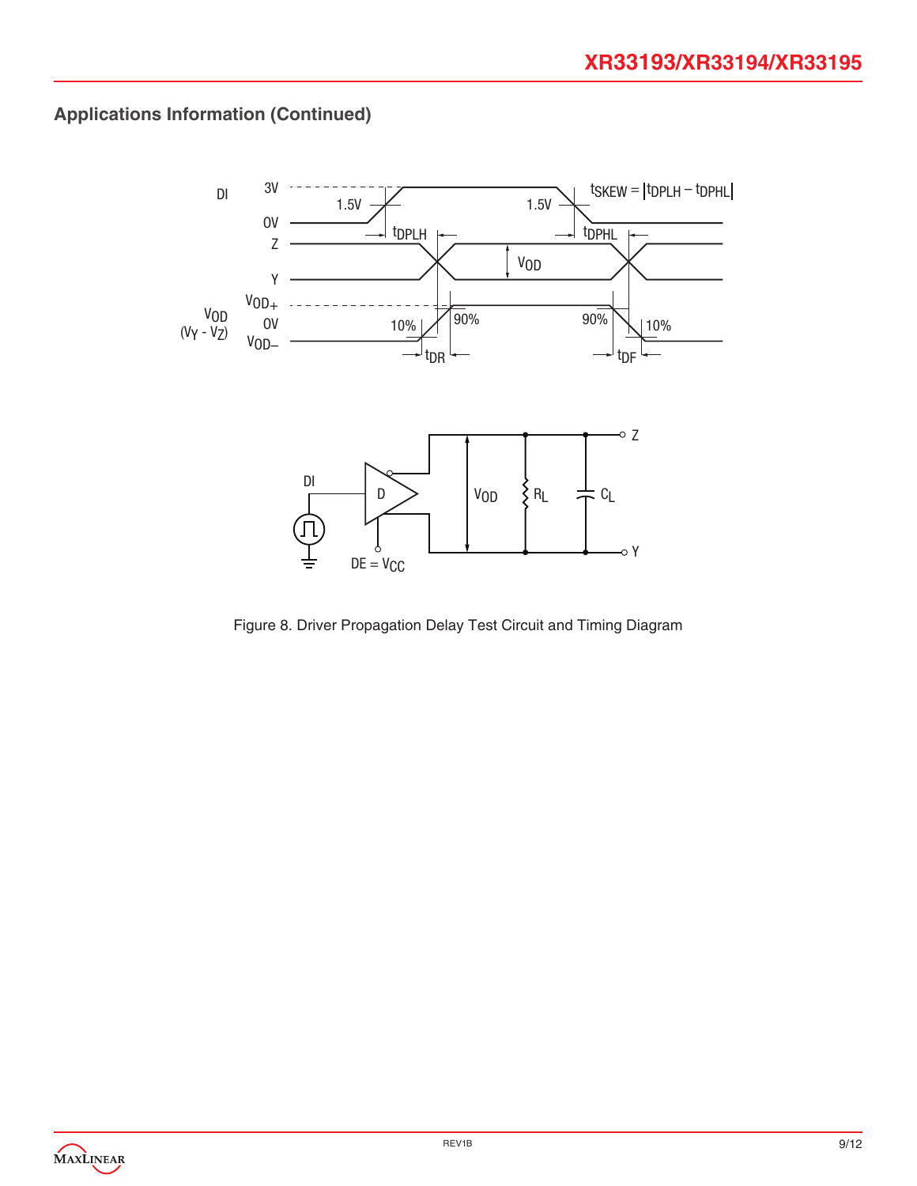## Applications Information (Continued)

Figure 8. Driver Propagation Delay Test Circuit and Timing Diagram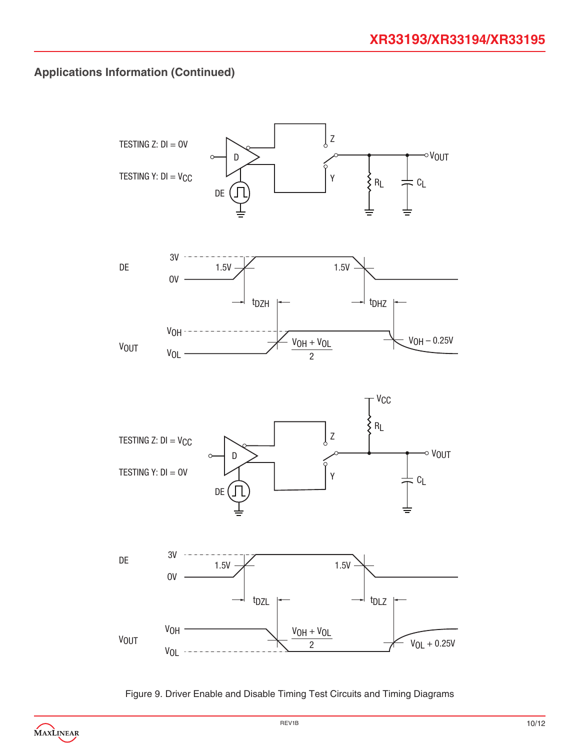## Applications Information (Continued)

Figure 9. Driver Enable and Disable Timing Test Circuits and Timing Diagrams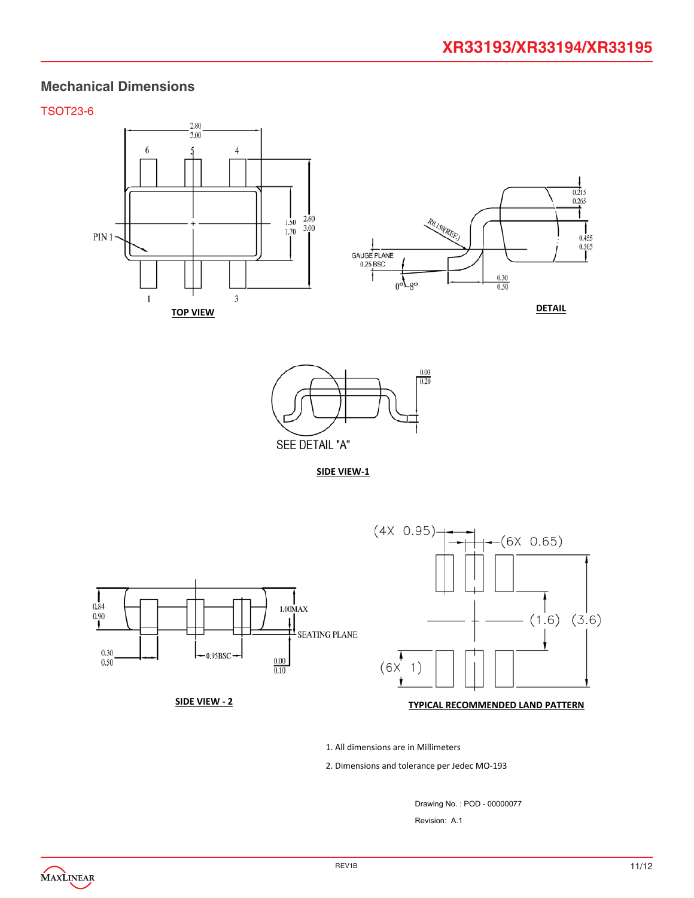## Mechanical Dimensions

### TSOT23-6

TOP VIEW

DETAIL

SIDE VIEW-1

SIDE VIEW - 2

TYPICAL RECOMMENDED LAND PATTERN

1. All dimensions are in Millimeters
2. Dimensions and tolerance per Jedec MO-193

Drawing No. : POD - 00000077

Revision: A.1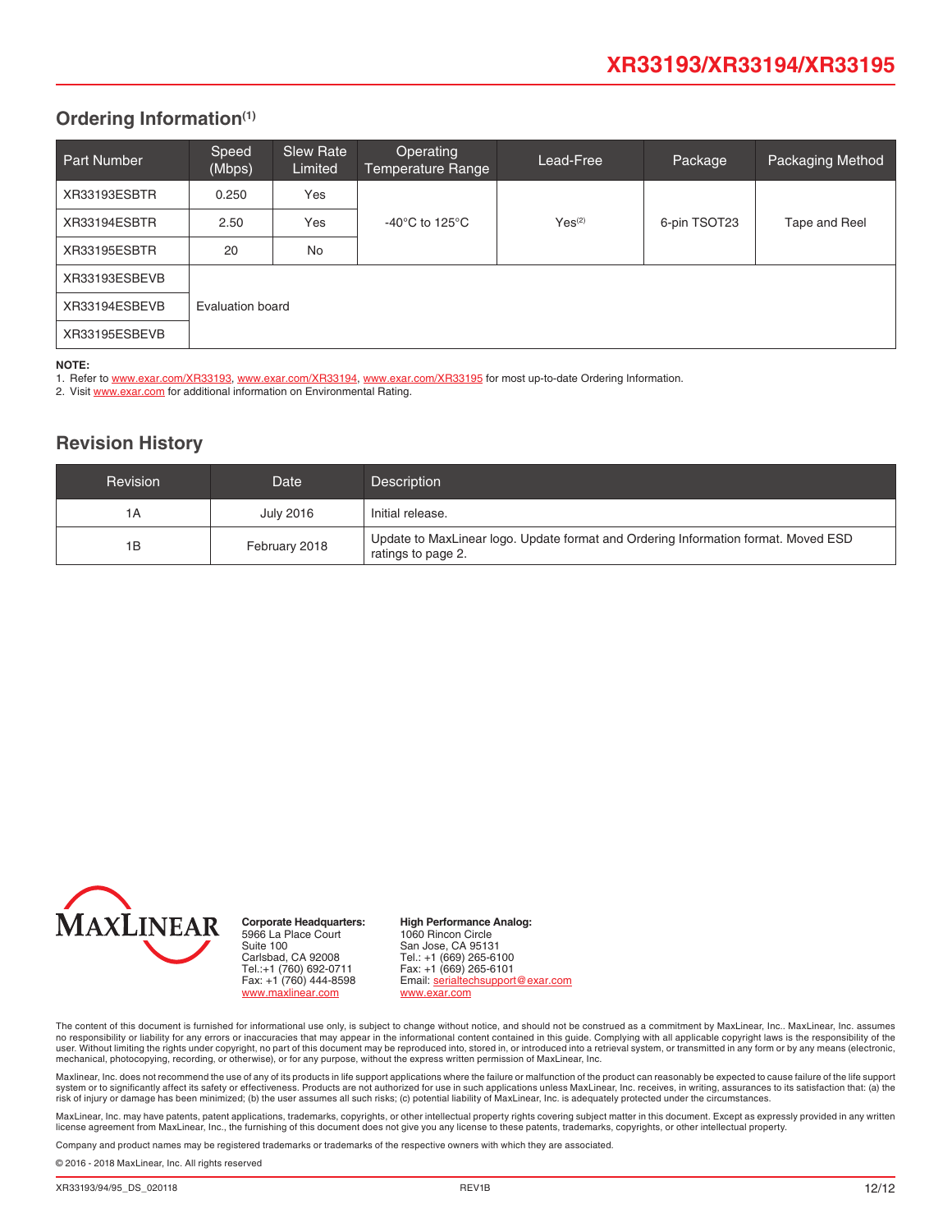## Ordering Information(1)

| Part Number | Speed (Mbps) | Slew Rate Limited | Operating Temperature Range | Lead-Free | Package | Packaging Method |
|---|---|---|---|---|---|---|
| XR33193ESBTR | 0.250 | Yes | -40°C to 125°C | Yes(2) | 6-pin TSOT23 | Tape and Reel |
| XR33194ESBTR | 2.50 | Yes | | | | |
| XR33195ESBTR | 20 | No | | | | |
| XR33193ESBEVB | Evaluation board | | | | | |
| XR33194ESBEVB | | | | | | |
| XR33195ESBEVB | | | | | | |

**NOTE:**

1. Refer to www.exar.com/XR33193, www.exar.com/XR33194, www.exar.com/XR33195 for most up-to-date Ordering Information.
2. Visit www.exar.com for additional information on Environmental Rating.

## Revision History

| Revision | Date | Description |
|---|---|---|
| 1A | July 2016 | Initial release. |
| 1B | February 2018 | Update to MaxLinear logo. Update format and Ordering Information format. Moved ESD ratings to page 2. |

MAXLINEAR

**Corporate Headquarters:**
5966 La Place Court
Suite 100
Carlsbad, CA 92008
Tel.:+1 (760) 692-0711
Fax: +1 (760) 444-8598
www.maxlinear.com

**High Performance Analog:**
1060 Rincon Circle
San Jose, CA 95131
Tel.: +1 (669) 265-6100
Fax: +1 (669) 265-6101
Email: serialtechsupport@exar.com
www.exar.com

The content of this document is furnished for informational use only, is subject to change without notice, and should not be construed as a commitment by MaxLinear, Inc.. MaxLinear, Inc. assumes no responsibility or liability for any errors or inaccuracies that may appear in the informational content contained in this guide. Complying with all applicable copyright laws is the responsibility of the user. Without limiting the rights under copyright, no part of this document may be reproduced into, stored in, or introduced into a retrieval system, or transmitted in any form or by any means (electronic, mechanical, photocopying, recording, or otherwise), or for any purpose, without the express written permission of MaxLinear, Inc.

Maxlinear, Inc. does not recommend the use of any of its products in life support applications where the failure or malfunction of the product can reasonably be expected to cause failure of the life support system or to significantly affect its safety or effectiveness. Products are not authorized for use in such applications unless MaxLinear, Inc. receives, in writing, assurances to its satisfaction that: (a) the risk of injury or damage has been minimized; (b) the user assumes all such risks; (c) potential liability of MaxLinear, Inc. is adequately protected under the circumstances.

MaxLinear, Inc. may have patents, patent applications, trademarks, copyrights, or other intellectual property rights covering subject matter in this document. Except as expressly provided in any written license agreement from MaxLinear, Inc., the furnishing of this document does not give you any license to these patents, trademarks, copyrights, or other intellectual property.

Company and product names may be registered trademarks or trademarks of the respective owners with which they are associated.

© 2016 - 2018 MaxLinear, Inc. All rights reserved

XR33193/94/95_DS_020118 REV1B